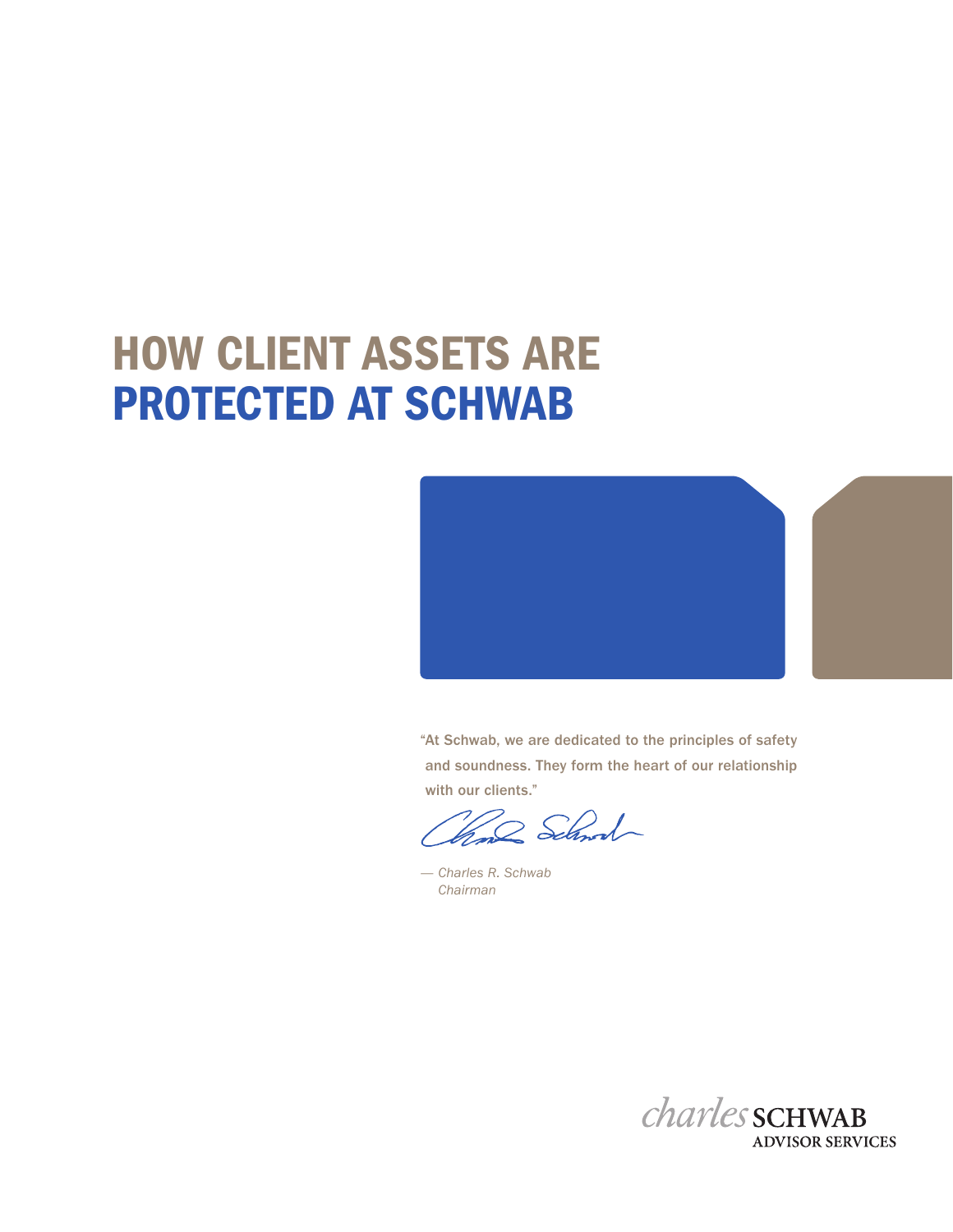# HOW CLIENT ASSETS ARE PROTECTED AT SCHWAB

"At Schwab, we are dedicated to the principles of safety and soundness. They form the heart of our relationship with our clients."

*— Charles R. Schwab*
*Chairman*

charles SCHWAB
ADVISOR SERVICES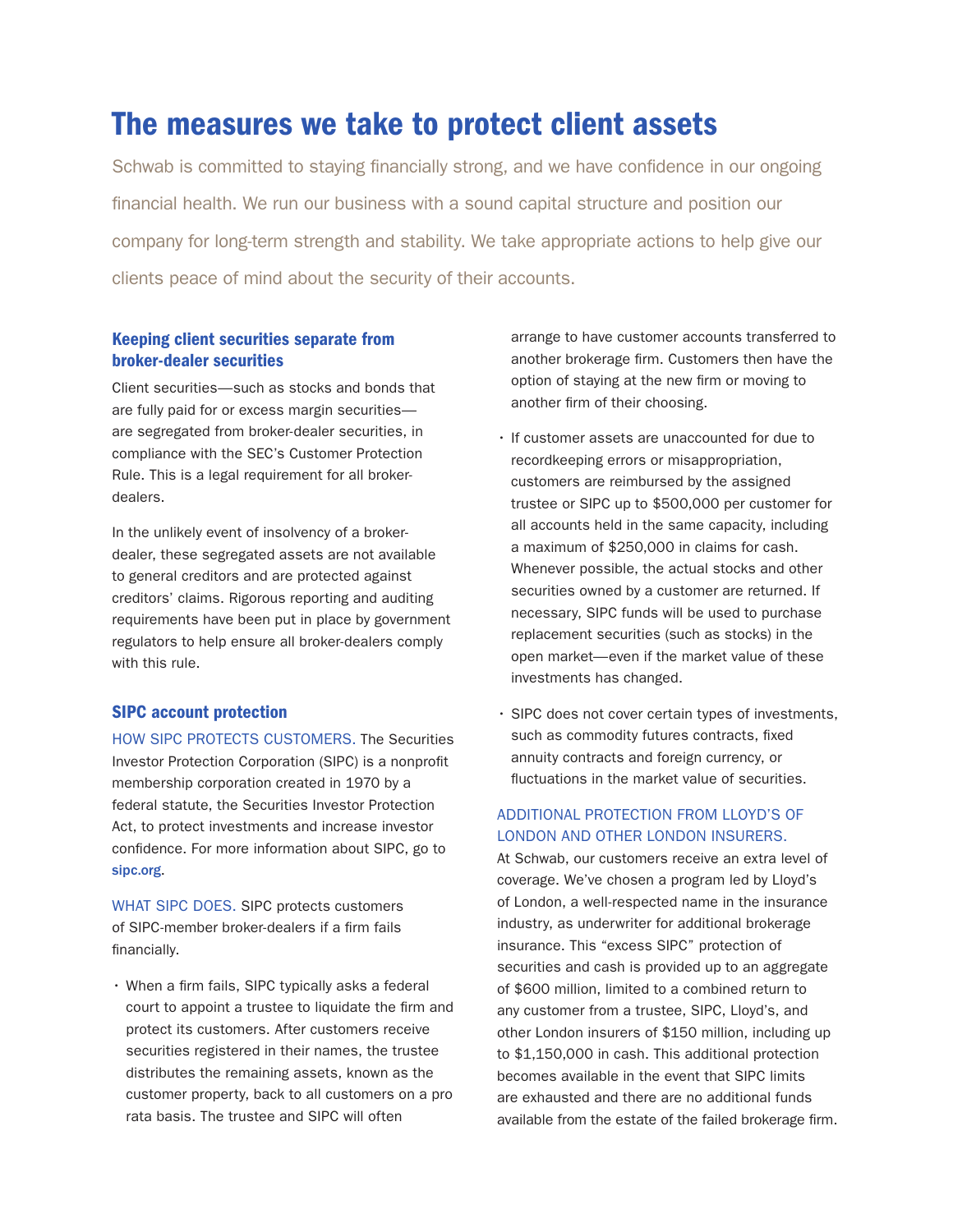# The measures we take to protect client assets

Schwab is committed to staying financially strong, and we have confidence in our ongoing financial health. We run our business with a sound capital structure and position our company for long-term strength and stability. We take appropriate actions to help give our clients peace of mind about the security of their accounts.

## Keeping client securities separate from broker-dealer securities

Client securities—such as stocks and bonds that are fully paid for or excess margin securities—are segregated from broker-dealer securities, in compliance with the SEC's Customer Protection Rule. This is a legal requirement for all broker-dealers.

In the unlikely event of insolvency of a broker-dealer, these segregated assets are not available to general creditors and are protected against creditors' claims. Rigorous reporting and auditing requirements have been put in place by government regulators to help ensure all broker-dealers comply with this rule.

## SIPC account protection

HOW SIPC PROTECTS CUSTOMERS. The Securities Investor Protection Corporation (SIPC) is a nonprofit membership corporation created in 1970 by a federal statute, the Securities Investor Protection Act, to protect investments and increase investor confidence. For more information about SIPC, go to **sipc.org**.

WHAT SIPC DOES. SIPC protects customers of SIPC-member broker-dealers if a firm fails financially.

- When a firm fails, SIPC typically asks a federal court to appoint a trustee to liquidate the firm and protect its customers. After customers receive securities registered in their names, the trustee distributes the remaining assets, known as the customer property, back to all customers on a pro rata basis. The trustee and SIPC will often arrange to have customer accounts transferred to another brokerage firm. Customers then have the option of staying at the new firm or moving to another firm of their choosing.
- If customer assets are unaccounted for due to recordkeeping errors or misappropriation, customers are reimbursed by the assigned trustee or SIPC up to $500,000 per customer for all accounts held in the same capacity, including a maximum of $250,000 in claims for cash. Whenever possible, the actual stocks and other securities owned by a customer are returned. If necessary, SIPC funds will be used to purchase replacement securities (such as stocks) in the open market—even if the market value of these investments has changed.
- SIPC does not cover certain types of investments, such as commodity futures contracts, fixed annuity contracts and foreign currency, or fluctuations in the market value of securities.

ADDITIONAL PROTECTION FROM LLOYD'S OF LONDON AND OTHER LONDON INSURERS. At Schwab, our customers receive an extra level of coverage. We've chosen a program led by Lloyd's of London, a well-respected name in the insurance industry, as underwriter for additional brokerage insurance. This "excess SIPC" protection of securities and cash is provided up to an aggregate of $600 million, limited to a combined return to any customer from a trustee, SIPC, Lloyd's, and other London insurers of $150 million, including up to $1,150,000 in cash. This additional protection becomes available in the event that SIPC limits are exhausted and there are no additional funds available from the estate of the failed brokerage firm.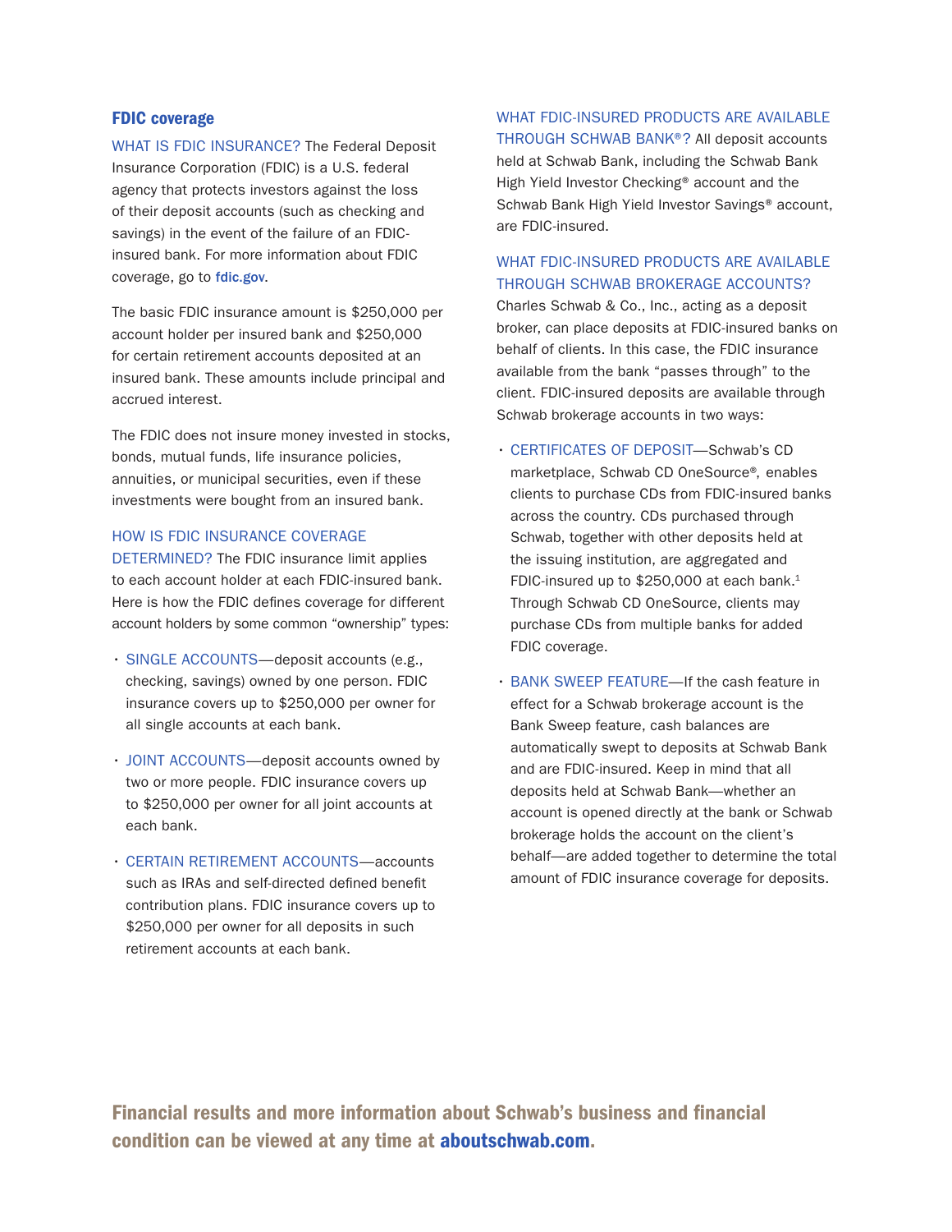## FDIC coverage

WHAT IS FDIC INSURANCE? The Federal Deposit Insurance Corporation (FDIC) is a U.S. federal agency that protects investors against the loss of their deposit accounts (such as checking and savings) in the event of the failure of an FDIC-insured bank. For more information about FDIC coverage, go to **fdic.gov**.

The basic FDIC insurance amount is $250,000 per account holder per insured bank and $250,000 for certain retirement accounts deposited at an insured bank. These amounts include principal and accrued interest.

The FDIC does not insure money invested in stocks, bonds, mutual funds, life insurance policies, annuities, or municipal securities, even if these investments were bought from an insured bank.

HOW IS FDIC INSURANCE COVERAGE DETERMINED? The FDIC insurance limit applies to each account holder at each FDIC-insured bank. Here is how the FDIC defines coverage for different account holders by some common "ownership" types:

- SINGLE ACCOUNTS—deposit accounts (e.g., checking, savings) owned by one person. FDIC insurance covers up to $250,000 per owner for all single accounts at each bank.
- JOINT ACCOUNTS—deposit accounts owned by two or more people. FDIC insurance covers up to $250,000 per owner for all joint accounts at each bank.
- CERTAIN RETIREMENT ACCOUNTS—accounts such as IRAs and self-directed defined benefit contribution plans. FDIC insurance covers up to $250,000 per owner for all deposits in such retirement accounts at each bank.

WHAT FDIC-INSURED PRODUCTS ARE AVAILABLE THROUGH SCHWAB BANK®? All deposit accounts held at Schwab Bank, including the Schwab Bank High Yield Investor Checking® account and the Schwab Bank High Yield Investor Savings® account, are FDIC-insured.

WHAT FDIC-INSURED PRODUCTS ARE AVAILABLE THROUGH SCHWAB BROKERAGE ACCOUNTS? Charles Schwab & Co., Inc., acting as a deposit broker, can place deposits at FDIC-insured banks on behalf of clients. In this case, the FDIC insurance available from the bank "passes through" to the client. FDIC-insured deposits are available through Schwab brokerage accounts in two ways:

- CERTIFICATES OF DEPOSIT—Schwab's CD marketplace, Schwab CD OneSource®, enables clients to purchase CDs from FDIC-insured banks across the country. CDs purchased through Schwab, together with other deposits held at the issuing institution, are aggregated and FDIC-insured up to $250,000 at each bank.[1] Through Schwab CD OneSource, clients may purchase CDs from multiple banks for added FDIC coverage.
- BANK SWEEP FEATURE—If the cash feature in effect for a Schwab brokerage account is the Bank Sweep feature, cash balances are automatically swept to deposits at Schwab Bank and are FDIC-insured. Keep in mind that all deposits held at Schwab Bank—whether an account is opened directly at the bank or Schwab brokerage holds the account on the client's behalf—are added together to determine the total amount of FDIC insurance coverage for deposits.

**Financial results and more information about Schwab's business and financial condition can be viewed at any time at aboutschwab.com.**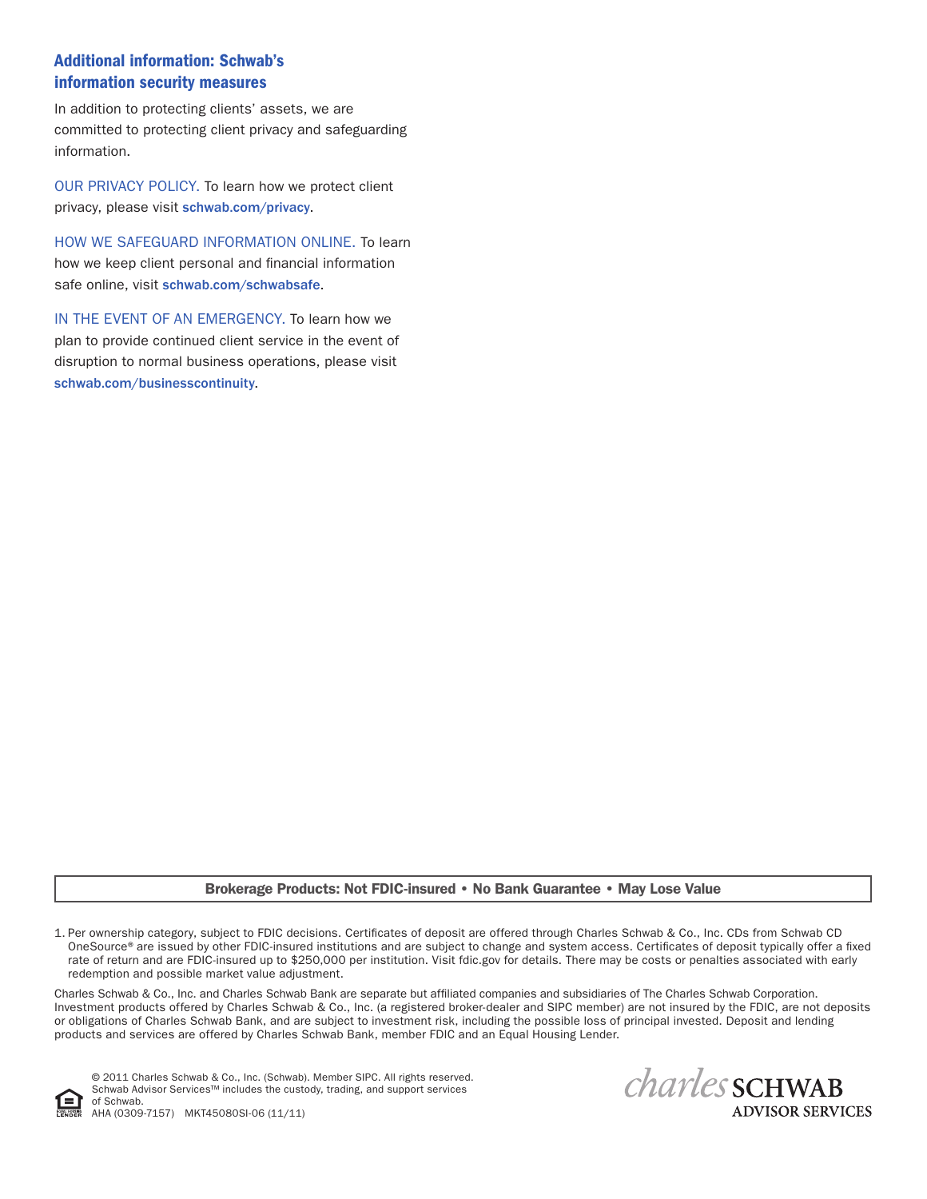## Additional information: Schwab's information security measures

In addition to protecting clients' assets, we are committed to protecting client privacy and safeguarding information.

OUR PRIVACY POLICY. To learn how we protect client privacy, please visit **schwab.com/privacy**.

HOW WE SAFEGUARD INFORMATION ONLINE. To learn how we keep client personal and financial information safe online, visit **schwab.com/schwabsafe**.

IN THE EVENT OF AN EMERGENCY. To learn how we plan to provide continued client service in the event of disruption to normal business operations, please visit **schwab.com/businesscontinuity**.

**Brokerage Products: Not FDIC-insured • No Bank Guarantee • May Lose Value**

1. Per ownership category, subject to FDIC decisions. Certificates of deposit are offered through Charles Schwab & Co., Inc. CDs from Schwab CD OneSource® are issued by other FDIC-insured institutions and are subject to change and system access. Certificates of deposit typically offer a fixed rate of return and are FDIC-insured up to $250,000 per institution. Visit fdic.gov for details. There may be costs or penalties associated with early redemption and possible market value adjustment.

Charles Schwab & Co., Inc. and Charles Schwab Bank are separate but affiliated companies and subsidiaries of The Charles Schwab Corporation. Investment products offered by Charles Schwab & Co., Inc. (a registered broker-dealer and SIPC member) are not insured by the FDIC, are not deposits or obligations of Charles Schwab Bank, and are subject to investment risk, including the possible loss of principal invested. Deposit and lending products and services are offered by Charles Schwab Bank, member FDIC and an Equal Housing Lender.

© 2011 Charles Schwab & Co., Inc. (Schwab). Member SIPC. All rights reserved.
Schwab Advisor Services™ includes the custody, trading, and support services of Schwab.
AHA (0309-7157) MKT45080SI-06 (11/11)

charles SCHWAB
ADVISOR SERVICES